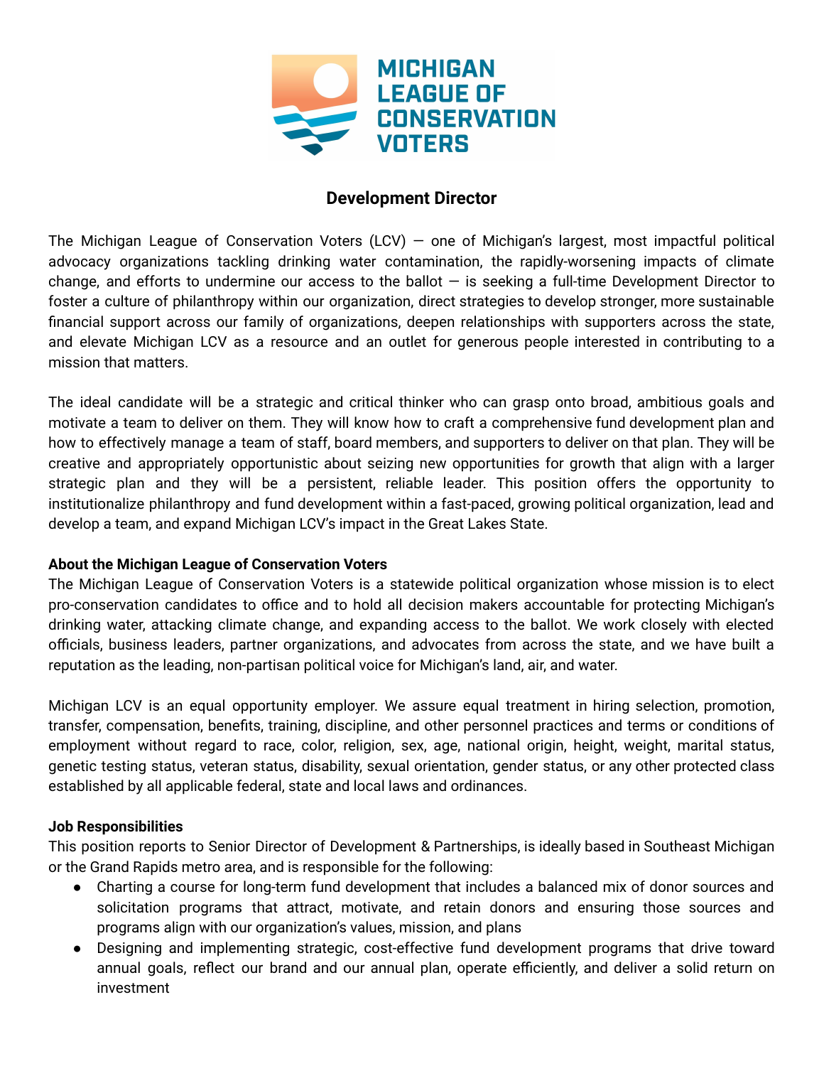# Development Director

The Michigan League of Conservation Voters (LCV) — one of Michigan's largest, most impactful political advocacy organizations tackling drinking water contamination, the rapidly-worsening impacts of climate change, and efforts to undermine our access to the ballot — is seeking a full-time Development Director to foster a culture of philanthropy within our organization, direct strategies to develop stronger, more sustainable financial support across our family of organizations, deepen relationships with supporters across the state, and elevate Michigan LCV as a resource and an outlet for generous people interested in contributing to a mission that matters.

The ideal candidate will be a strategic and critical thinker who can grasp onto broad, ambitious goals and motivate a team to deliver on them. They will know how to craft a comprehensive fund development plan and how to effectively manage a team of staff, board members, and supporters to deliver on that plan. They will be creative and appropriately opportunistic about seizing new opportunities for growth that align with a larger strategic plan and they will be a persistent, reliable leader. This position offers the opportunity to institutionalize philanthropy and fund development within a fast-paced, growing political organization, lead and develop a team, and expand Michigan LCV's impact in the Great Lakes State.

**About the Michigan League of Conservation Voters**

The Michigan League of Conservation Voters is a statewide political organization whose mission is to elect pro-conservation candidates to office and to hold all decision makers accountable for protecting Michigan's drinking water, attacking climate change, and expanding access to the ballot. We work closely with elected officials, business leaders, partner organizations, and advocates from across the state, and we have built a reputation as the leading, non-partisan political voice for Michigan's land, air, and water.

Michigan LCV is an equal opportunity employer. We assure equal treatment in hiring selection, promotion, transfer, compensation, benefits, training, discipline, and other personnel practices and terms or conditions of employment without regard to race, color, religion, sex, age, national origin, height, weight, marital status, genetic testing status, veteran status, disability, sexual orientation, gender status, or any other protected class established by all applicable federal, state and local laws and ordinances.

**Job Responsibilities**

This position reports to Senior Director of Development & Partnerships, is ideally based in Southeast Michigan or the Grand Rapids metro area, and is responsible for the following:

- Charting a course for long-term fund development that includes a balanced mix of donor sources and solicitation programs that attract, motivate, and retain donors and ensuring those sources and programs align with our organization's values, mission, and plans
- Designing and implementing strategic, cost-effective fund development programs that drive toward annual goals, reflect our brand and our annual plan, operate efficiently, and deliver a solid return on investment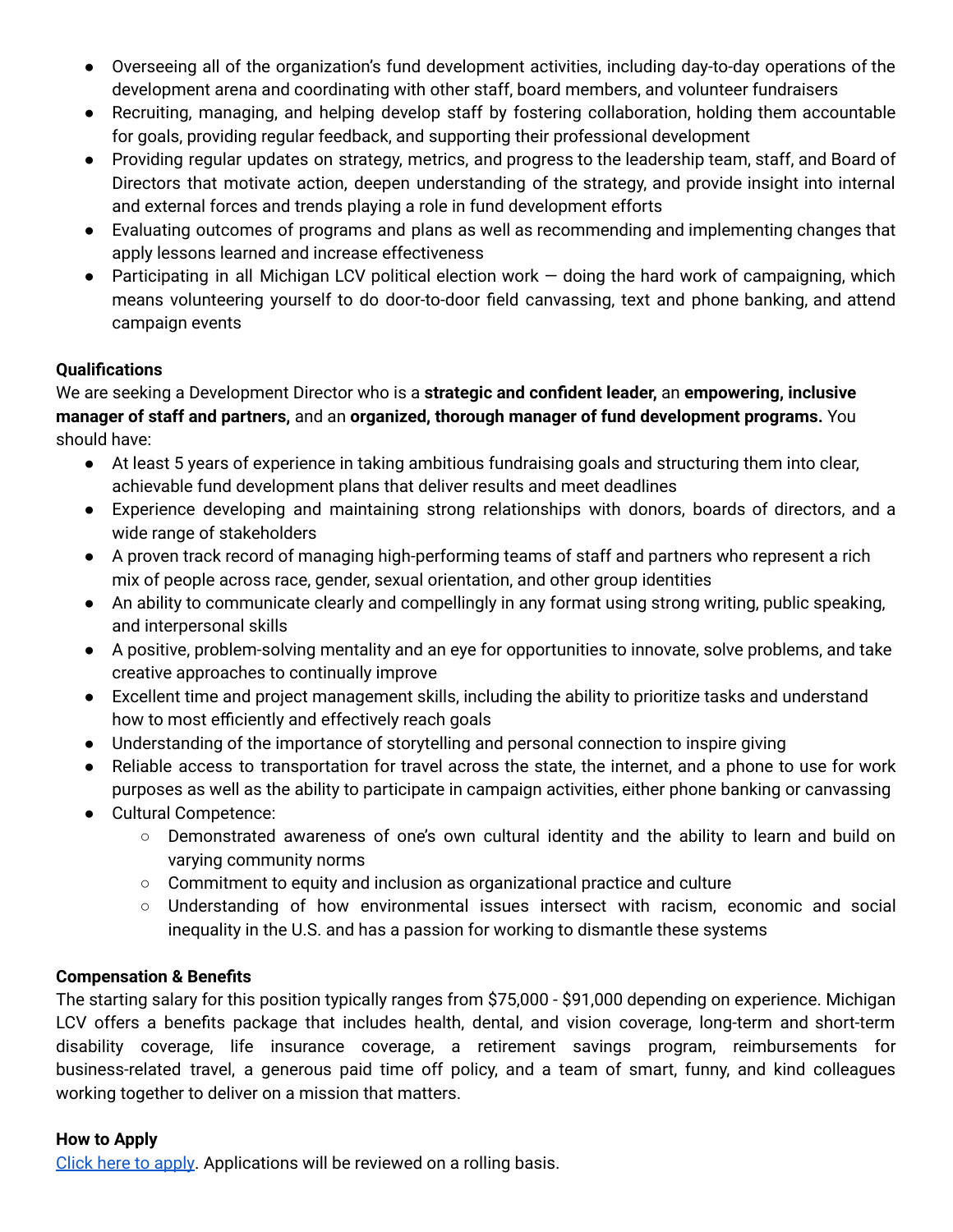- Overseeing all of the organization's fund development activities, including day-to-day operations of the development arena and coordinating with other staff, board members, and volunteer fundraisers
- Recruiting, managing, and helping develop staff by fostering collaboration, holding them accountable for goals, providing regular feedback, and supporting their professional development
- Providing regular updates on strategy, metrics, and progress to the leadership team, staff, and Board of Directors that motivate action, deepen understanding of the strategy, and provide insight into internal and external forces and trends playing a role in fund development efforts
- Evaluating outcomes of programs and plans as well as recommending and implementing changes that apply lessons learned and increase effectiveness
- Participating in all Michigan LCV political election work — doing the hard work of campaigning, which means volunteering yourself to do door-to-door field canvassing, text and phone banking, and attend campaign events

**Qualifications**

We are seeking a Development Director who is a **strategic and confident leader,** an **empowering, inclusive manager of staff and partners,** and an **organized, thorough manager of fund development programs.** You should have:

- At least 5 years of experience in taking ambitious fundraising goals and structuring them into clear, achievable fund development plans that deliver results and meet deadlines
- Experience developing and maintaining strong relationships with donors, boards of directors, and a wide range of stakeholders
- A proven track record of managing high-performing teams of staff and partners who represent a rich mix of people across race, gender, sexual orientation, and other group identities
- An ability to communicate clearly and compellingly in any format using strong writing, public speaking, and interpersonal skills
- A positive, problem-solving mentality and an eye for opportunities to innovate, solve problems, and take creative approaches to continually improve
- Excellent time and project management skills, including the ability to prioritize tasks and understand how to most efficiently and effectively reach goals
- Understanding of the importance of storytelling and personal connection to inspire giving
- Reliable access to transportation for travel across the state, the internet, and a phone to use for work purposes as well as the ability to participate in campaign activities, either phone banking or canvassing
- Cultural Competence:
    - Demonstrated awareness of one's own cultural identity and the ability to learn and build on varying community norms
    - Commitment to equity and inclusion as organizational practice and culture
    - Understanding of how environmental issues intersect with racism, economic and social inequality in the U.S. and has a passion for working to dismantle these systems

**Compensation & Benefits**

The starting salary for this position typically ranges from $75,000 - $91,000 depending on experience. Michigan LCV offers a benefits package that includes health, dental, and vision coverage, long-term and short-term disability coverage, life insurance coverage, a retirement savings program, reimbursements for business-related travel, a generous paid time off policy, and a team of smart, funny, and kind colleagues working together to deliver on a mission that matters.

**How to Apply**

Click here to apply. Applications will be reviewed on a rolling basis.